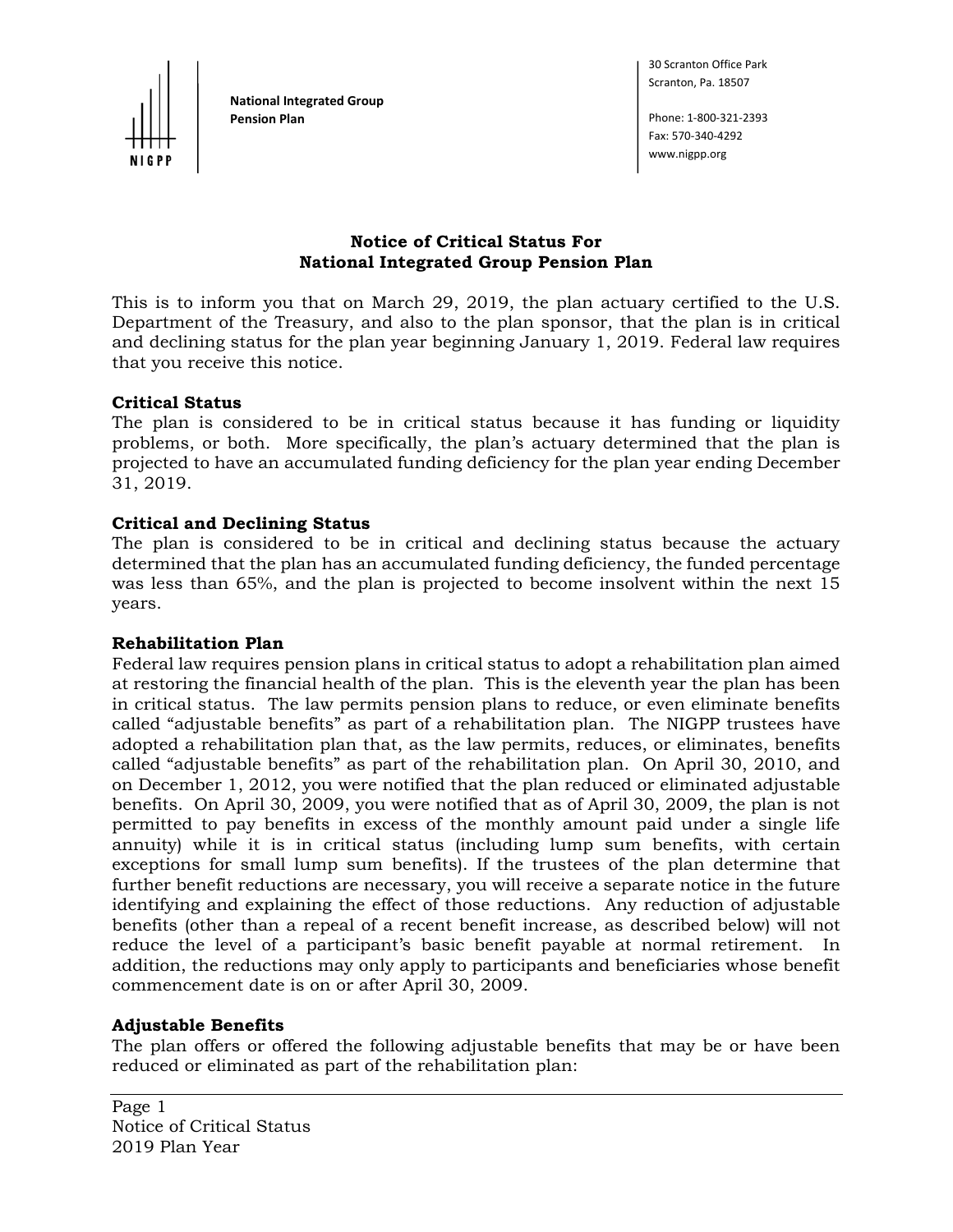National Integrated Group Pension Plan

30 Scranton Office Park
Scranton, Pa. 18507

Phone: 1-800-321-2393
Fax: 570-340-4292
www.nigpp.org

# Notice of Critical Status For National Integrated Group Pension Plan

This is to inform you that on March 29, 2019, the plan actuary certified to the U.S. Department of the Treasury, and also to the plan sponsor, that the plan is in critical and declining status for the plan year beginning January 1, 2019. Federal law requires that you receive this notice.

## Critical Status

The plan is considered to be in critical status because it has funding or liquidity problems, or both. More specifically, the plan's actuary determined that the plan is projected to have an accumulated funding deficiency for the plan year ending December 31, 2019.

## Critical and Declining Status

The plan is considered to be in critical and declining status because the actuary determined that the plan has an accumulated funding deficiency, the funded percentage was less than 65%, and the plan is projected to become insolvent within the next 15 years.

## Rehabilitation Plan

Federal law requires pension plans in critical status to adopt a rehabilitation plan aimed at restoring the financial health of the plan. This is the eleventh year the plan has been in critical status. The law permits pension plans to reduce, or even eliminate benefits called "adjustable benefits" as part of a rehabilitation plan. The NIGPP trustees have adopted a rehabilitation plan that, as the law permits, reduces, or eliminates, benefits called "adjustable benefits" as part of the rehabilitation plan. On April 30, 2010, and on December 1, 2012, you were notified that the plan reduced or eliminated adjustable benefits. On April 30, 2009, you were notified that as of April 30, 2009, the plan is not permitted to pay benefits in excess of the monthly amount paid under a single life annuity) while it is in critical status (including lump sum benefits, with certain exceptions for small lump sum benefits). If the trustees of the plan determine that further benefit reductions are necessary, you will receive a separate notice in the future identifying and explaining the effect of those reductions. Any reduction of adjustable benefits (other than a repeal of a recent benefit increase, as described below) will not reduce the level of a participant's basic benefit payable at normal retirement. In addition, the reductions may only apply to participants and beneficiaries whose benefit commencement date is on or after April 30, 2009.

## Adjustable Benefits

The plan offers or offered the following adjustable benefits that may be or have been reduced or eliminated as part of the rehabilitation plan: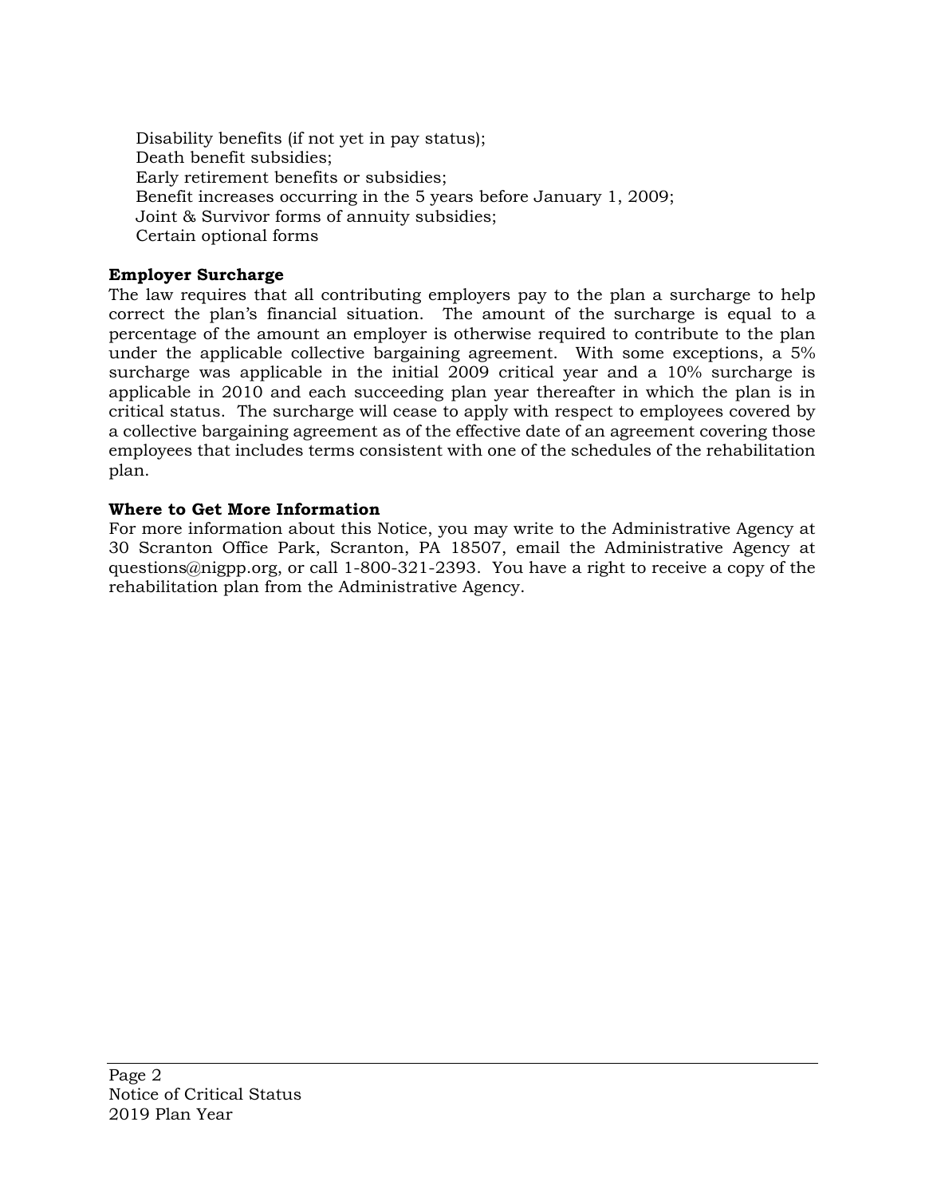Disability benefits (if not yet in pay status);
Death benefit subsidies;
Early retirement benefits or subsidies;
Benefit increases occurring in the 5 years before January 1, 2009;
Joint & Survivor forms of annuity subsidies;
Certain optional forms

**Employer Surcharge**
The law requires that all contributing employers pay to the plan a surcharge to help correct the plan's financial situation. The amount of the surcharge is equal to a percentage of the amount an employer is otherwise required to contribute to the plan under the applicable collective bargaining agreement. With some exceptions, a 5% surcharge was applicable in the initial 2009 critical year and a 10% surcharge is applicable in 2010 and each succeeding plan year thereafter in which the plan is in critical status. The surcharge will cease to apply with respect to employees covered by a collective bargaining agreement as of the effective date of an agreement covering those employees that includes terms consistent with one of the schedules of the rehabilitation plan.

**Where to Get More Information**
For more information about this Notice, you may write to the Administrative Agency at 30 Scranton Office Park, Scranton, PA 18507, email the Administrative Agency at questions@nigpp.org, or call 1-800-321-2393. You have a right to receive a copy of the rehabilitation plan from the Administrative Agency.